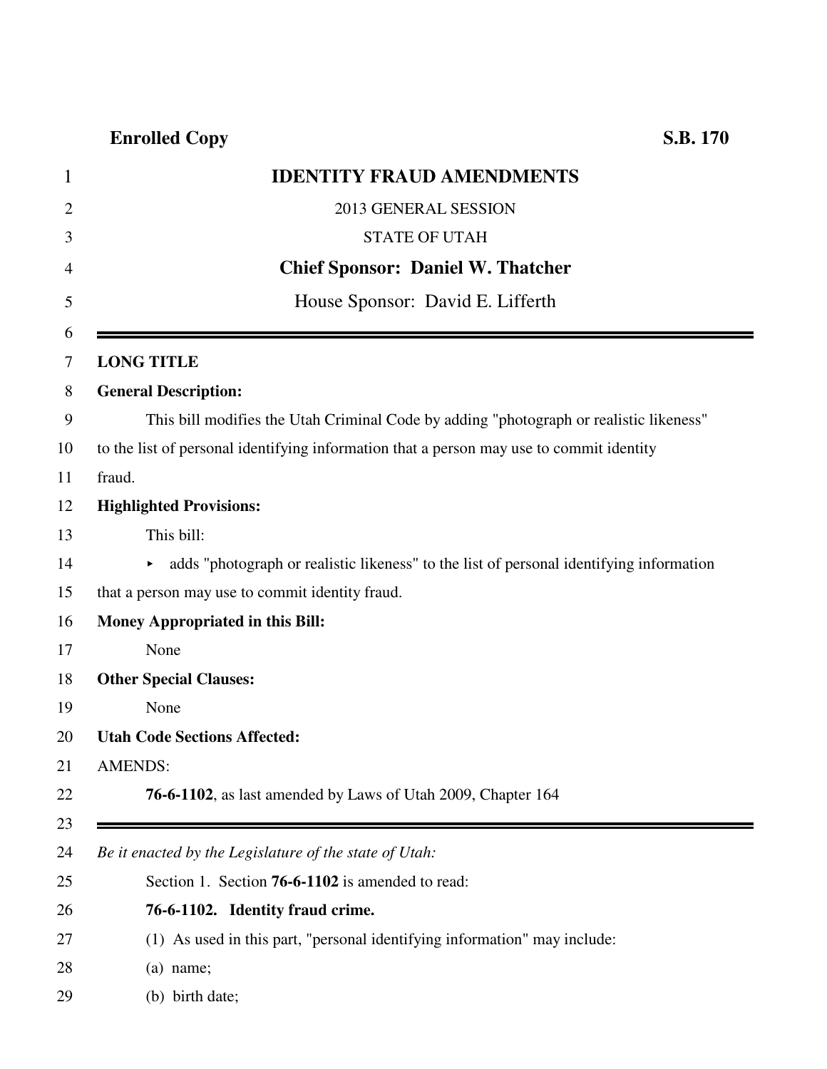**Enrolled Copy** **S.B. 170**

# IDENTITY FRAUD AMENDMENTS

2013 GENERAL SESSION

STATE OF UTAH

**Chief Sponsor: Daniel W. Thatcher**

House Sponsor: David E. Lifferth

---

**LONG TITLE**

**General Description:**

This bill modifies the Utah Criminal Code by adding "photograph or realistic likeness" to the list of personal identifying information that a person may use to commit identity fraud.

**Highlighted Provisions:**

This bill:

- adds "photograph or realistic likeness" to the list of personal identifying information that a person may use to commit identity fraud.

**Money Appropriated in this Bill:**

None

**Other Special Clauses:**

None

**Utah Code Sections Affected:**

AMENDS:

**76-6-1102**, as last amended by Laws of Utah 2009, Chapter 164

---

*Be it enacted by the Legislature of the state of Utah:*

Section 1. Section **76-6-1102** is amended to read:

**76-6-1102. Identity fraud crime.**

(1) As used in this part, "personal identifying information" may include:

(a) name;

(b) birth date;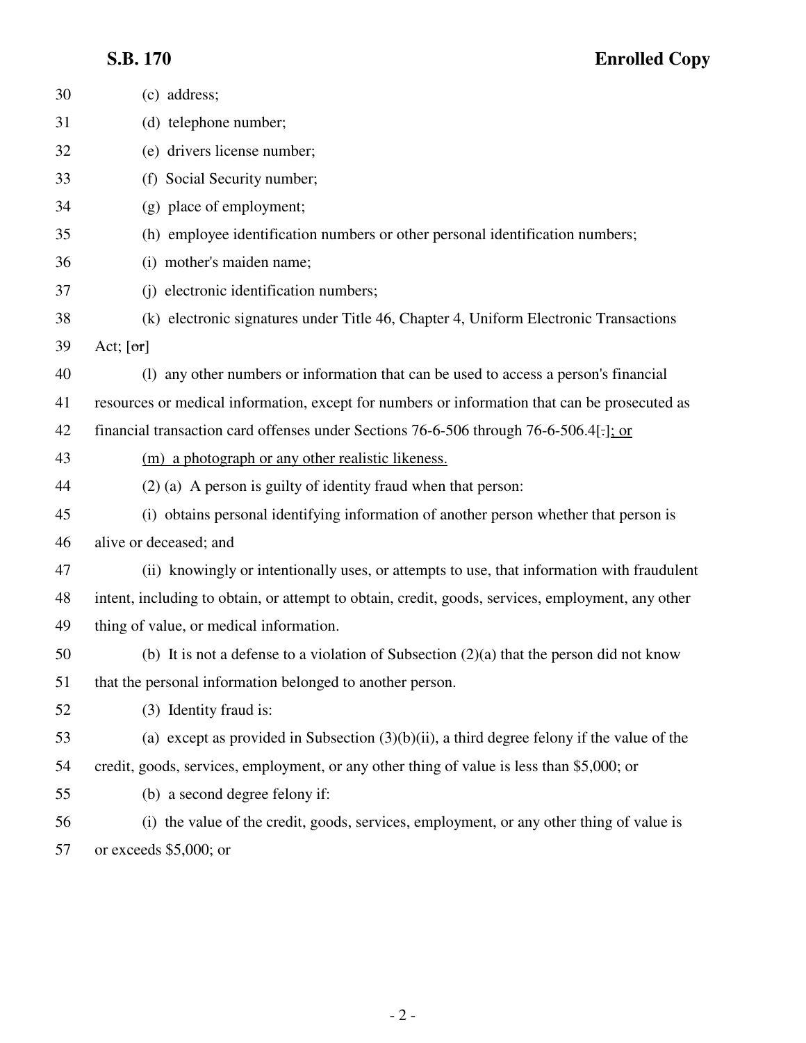(c) address;

(d) telephone number;

(e) drivers license number;

(f) Social Security number;

(g) place of employment;

(h) employee identification numbers or other personal identification numbers;

(i) mother's maiden name;

(j) electronic identification numbers;

(k) electronic signatures under Title 46, Chapter 4, Uniform Electronic Transactions Act; [~~or~~]

(l) any other numbers or information that can be used to access a person's financial resources or medical information, except for numbers or information that can be prosecuted as financial transaction card offenses under Sections 76-6-506 through 76-6-506.4[.]<u>; or</u>

<u>(m) a photograph or any other realistic likeness.</u>

(2) (a) A person is guilty of identity fraud when that person:

(i) obtains personal identifying information of another person whether that person is alive or deceased; and

(ii) knowingly or intentionally uses, or attempts to use, that information with fraudulent intent, including to obtain, or attempt to obtain, credit, goods, services, employment, any other thing of value, or medical information.

(b) It is not a defense to a violation of Subsection (2)(a) that the person did not know that the personal information belonged to another person.

(3) Identity fraud is:

(a) except as provided in Subsection (3)(b)(ii), a third degree felony if the value of the credit, goods, services, employment, or any other thing of value is less than $5,000; or

(b) a second degree felony if:

(i) the value of the credit, goods, services, employment, or any other thing of value is or exceeds $5,000; or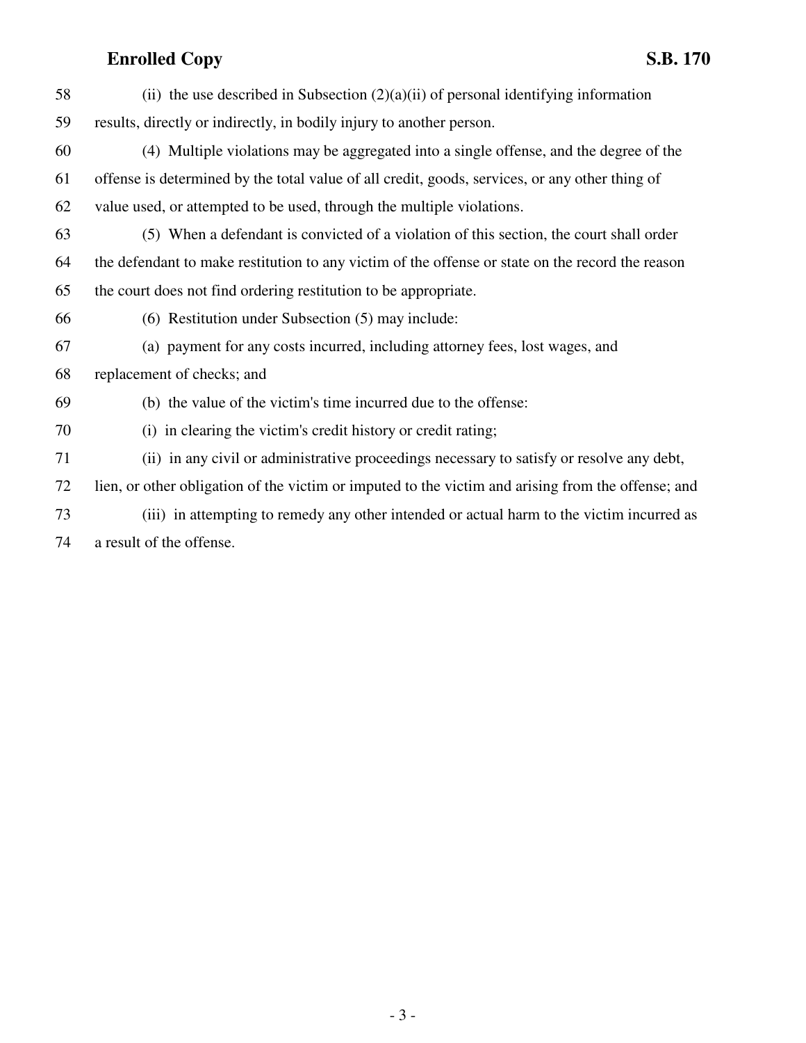(ii) the use described in Subsection (2)(a)(ii) of personal identifying information results, directly or indirectly, in bodily injury to another person.

(4) Multiple violations may be aggregated into a single offense, and the degree of the offense is determined by the total value of all credit, goods, services, or any other thing of value used, or attempted to be used, through the multiple violations.

(5) When a defendant is convicted of a violation of this section, the court shall order the defendant to make restitution to any victim of the offense or state on the record the reason the court does not find ordering restitution to be appropriate.

(6) Restitution under Subsection (5) may include:

(a) payment for any costs incurred, including attorney fees, lost wages, and replacement of checks; and

(b) the value of the victim's time incurred due to the offense:

(i) in clearing the victim's credit history or credit rating;

(ii) in any civil or administrative proceedings necessary to satisfy or resolve any debt, lien, or other obligation of the victim or imputed to the victim and arising from the offense; and

(iii) in attempting to remedy any other intended or actual harm to the victim incurred as a result of the offense.